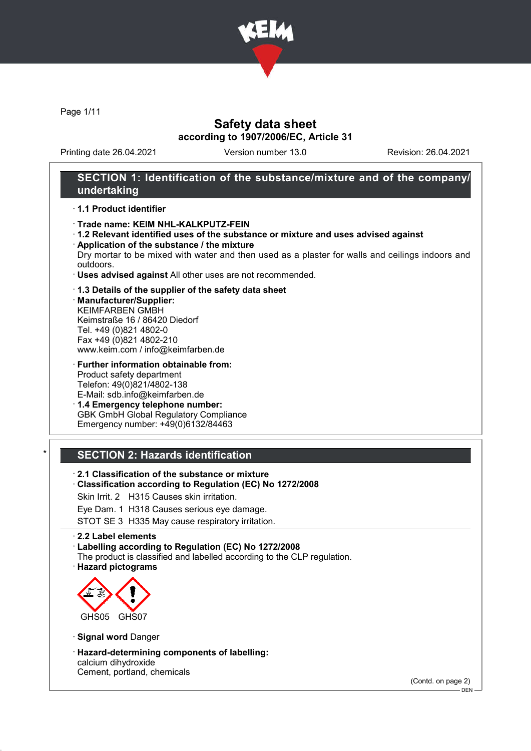# Safety data sheet

## according to 1907/2006/EC, Article 31

Printing date 26.04.2021 | Version number 13.0 | Revision: 26.04.2021

## SECTION 1: Identification of the substance/mixture and of the company/undertaking

· **1.1 Product identifier**

· **Trade name: KEIM NHL-KALKPUTZ-FEIN**

· **1.2 Relevant identified uses of the substance or mixture and uses advised against**

· **Application of the substance / the mixture**
Dry mortar to be mixed with water and then used as a plaster for walls and ceilings indoors and outdoors.

· **Uses advised against** All other uses are not recommended.

· **1.3 Details of the supplier of the safety data sheet**

· **Manufacturer/Supplier:**
KEIMFARBEN GMBH
Keimstraße 16 / 86420 Diedorf
Tel. +49 (0)821 4802-0
Fax +49 (0)821 4802-210
www.keim.com / info@keimfarben.de

· **Further information obtainable from:**
Product safety department
Telefon: 49(0)821/4802-138
E-Mail: sdb.info@keimfarben.de

· **1.4 Emergency telephone number:**
GBK GmbH Global Regulatory Compliance
Emergency number: +49(0)6132/84463

## * SECTION 2: Hazards identification

· **2.1 Classification of the substance or mixture**

· **Classification according to Regulation (EC) No 1272/2008**

Skin Irrit. 2 H315 Causes skin irritation.

Eye Dam. 1 H318 Causes serious eye damage.

STOT SE 3 H335 May cause respiratory irritation.

· **2.2 Label elements**

· **Labelling according to Regulation (EC) No 1272/2008**
The product is classified and labelled according to the CLP regulation.

· **Hazard pictograms**

GHS05 GHS07

· **Signal word** Danger

· **Hazard-determining components of labelling:**
calcium dihydroxide
Cement, portland, chemicals

(Contd. on page 2)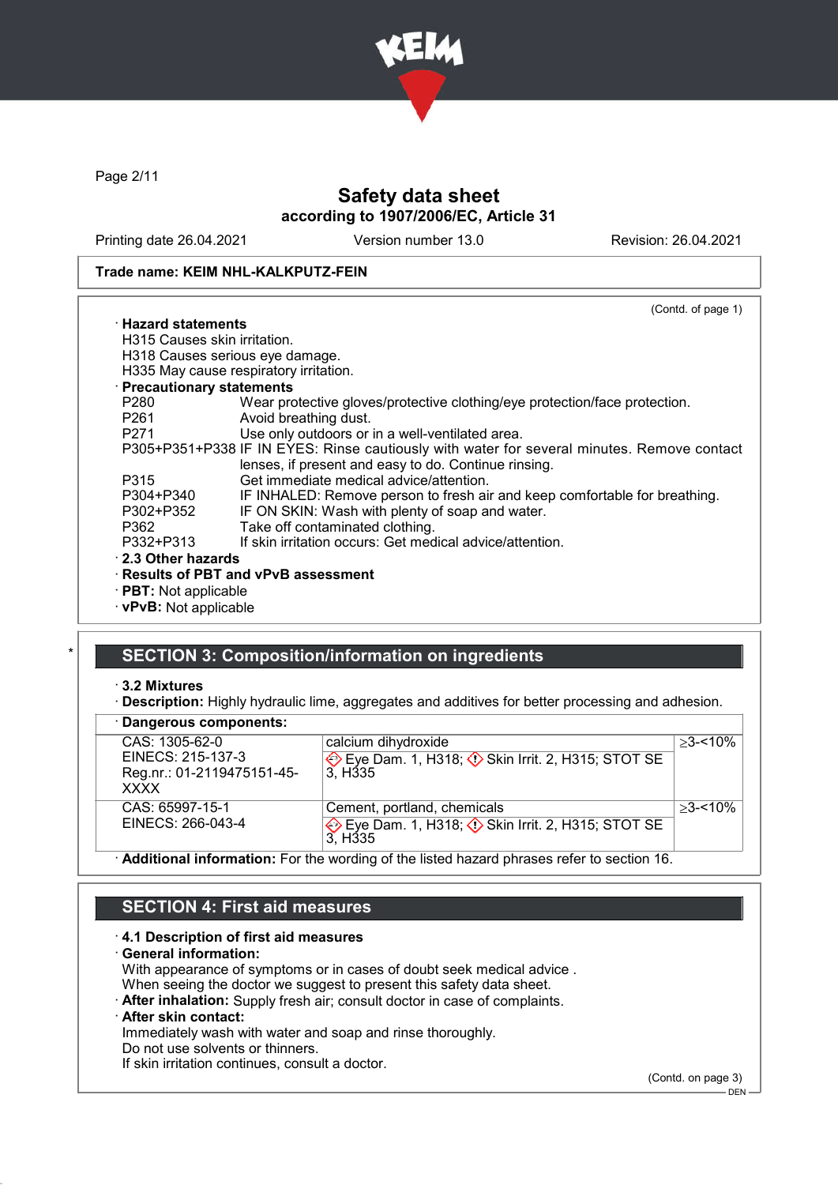Trade name: KEIM NHL-KALKPUTZ-FEIN

(Contd. of page 1)

· **Hazard statements**

H315 Causes skin irritation.
H318 Causes serious eye damage.
H335 May cause respiratory irritation.

· **Precautionary statements**

| | |
|---|---|
| P280 | Wear protective gloves/protective clothing/eye protection/face protection. |
| P261 | Avoid breathing dust. |
| P271 | Use only outdoors or in a well-ventilated area. |
| P305+P351+P338 | IF IN EYES: Rinse cautiously with water for several minutes. Remove contact lenses, if present and easy to do. Continue rinsing. |
| P315 | Get immediate medical advice/attention. |
| P304+P340 | IF INHALED: Remove person to fresh air and keep comfortable for breathing. |
| P302+P352 | IF ON SKIN: Wash with plenty of soap and water. |
| P362 | Take off contaminated clothing. |
| P332+P313 | If skin irritation occurs: Get medical advice/attention. |

· **2.3 Other hazards**

· **Results of PBT and vPvB assessment**

· **PBT:** Not applicable

· **vPvB:** Not applicable

## SECTION 3: Composition/information on ingredients

· **3.2 Mixtures**

· **Description:** Highly hydraulic lime, aggregates and additives for better processing and adhesion.

· **Dangerous components:**

| | | |
|---|---|---|
| CAS: 1305-62-0<br>EINECS: 215-137-3<br>Reg.nr.: 01-2119475151-45-XXXX | calcium dihydroxide<br>Eye Dam. 1, H318; Skin Irrit. 2, H315; STOT SE 3, H335 | ≥3-<10% |
| CAS: 65997-15-1<br>EINECS: 266-043-4 | Cement, portland, chemicals<br>Eye Dam. 1, H318; Skin Irrit. 2, H315; STOT SE 3, H335 | ≥3-<10% |

· **Additional information:** For the wording of the listed hazard phrases refer to section 16.

## SECTION 4: First aid measures

· **4.1 Description of first aid measures**

· **General information:**

With appearance of symptoms or in cases of doubt seek medical advice .
When seeing the doctor we suggest to present this safety data sheet.

· **After inhalation:** Supply fresh air; consult doctor in case of complaints.

· **After skin contact:**

Immediately wash with water and soap and rinse thoroughly.
Do not use solvents or thinners.
If skin irritation continues, consult a doctor.

(Contd. on page 3)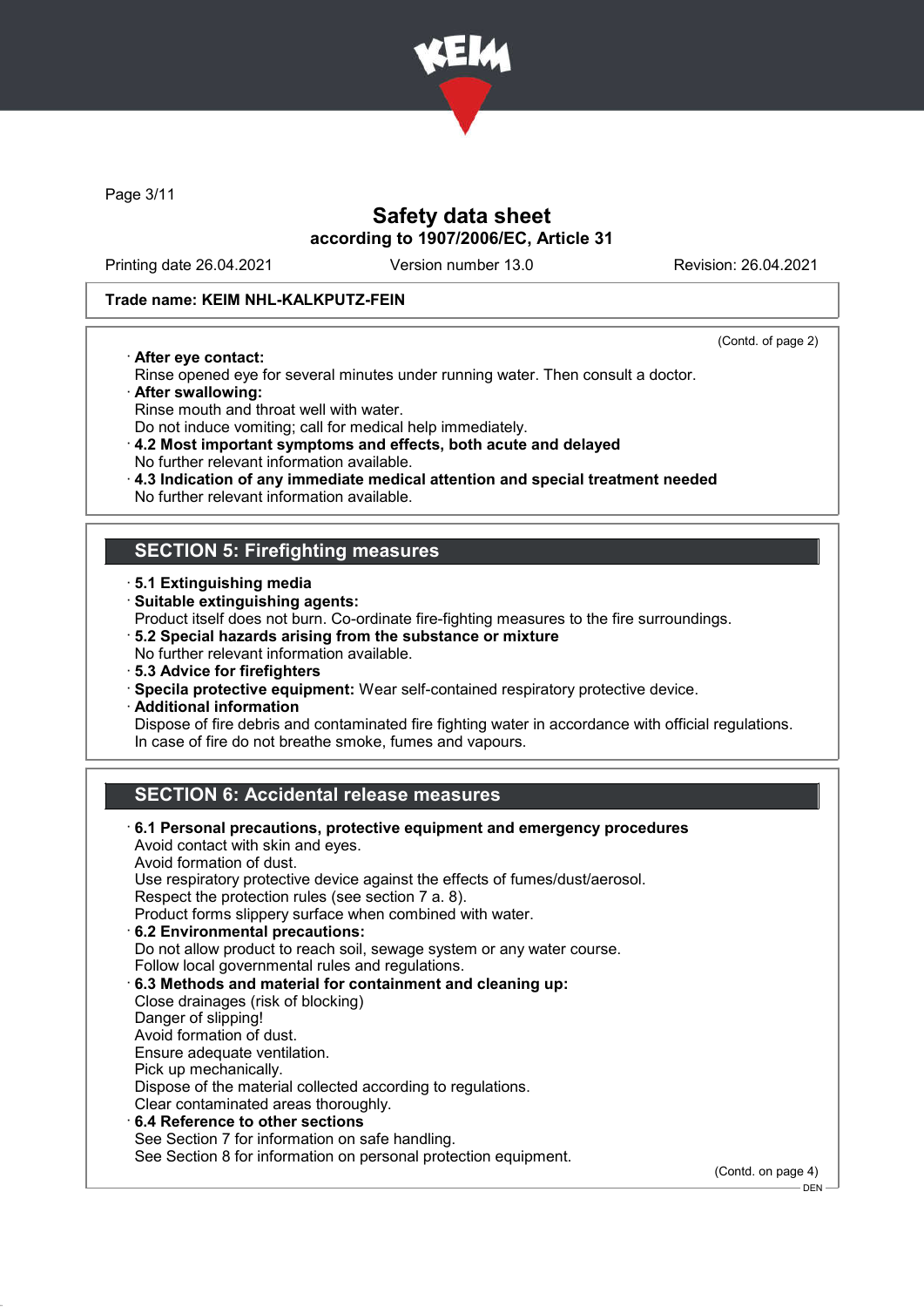**Trade name: KEIM NHL-KALKPUTZ-FEIN**

(Contd. of page 2)

· **After eye contact:**
Rinse opened eye for several minutes under running water. Then consult a doctor.
· **After swallowing:**
Rinse mouth and throat well with water.
Do not induce vomiting; call for medical help immediately.
· **4.2 Most important symptoms and effects, both acute and delayed**
No further relevant information available.
· **4.3 Indication of any immediate medical attention and special treatment needed**
No further relevant information available.

## SECTION 5: Firefighting measures

· **5.1 Extinguishing media**
· **Suitable extinguishing agents:**
Product itself does not burn. Co-ordinate fire-fighting measures to the fire surroundings.
· **5.2 Special hazards arising from the substance or mixture**
No further relevant information available.
· **5.3 Advice for firefighters**
· **Specila protective equipment:** Wear self-contained respiratory protective device.
· **Additional information**
Dispose of fire debris and contaminated fire fighting water in accordance with official regulations.
In case of fire do not breathe smoke, fumes and vapours.

## SECTION 6: Accidental release measures

· **6.1 Personal precautions, protective equipment and emergency procedures**
Avoid contact with skin and eyes.
Avoid formation of dust.
Use respiratory protective device against the effects of fumes/dust/aerosol.
Respect the protection rules (see section 7 a. 8).
Product forms slippery surface when combined with water.
· **6.2 Environmental precautions:**
Do not allow product to reach soil, sewage system or any water course.
Follow local governmental rules and regulations.
· **6.3 Methods and material for containment and cleaning up:**
Close drainages (risk of blocking)
Danger of slipping!
Avoid formation of dust.
Ensure adequate ventilation.
Pick up mechanically.
Dispose of the material collected according to regulations.
Clear contaminated areas thoroughly.
· **6.4 Reference to other sections**
See Section 7 for information on safe handling.
See Section 8 for information on personal protection equipment.

(Contd. on page 4)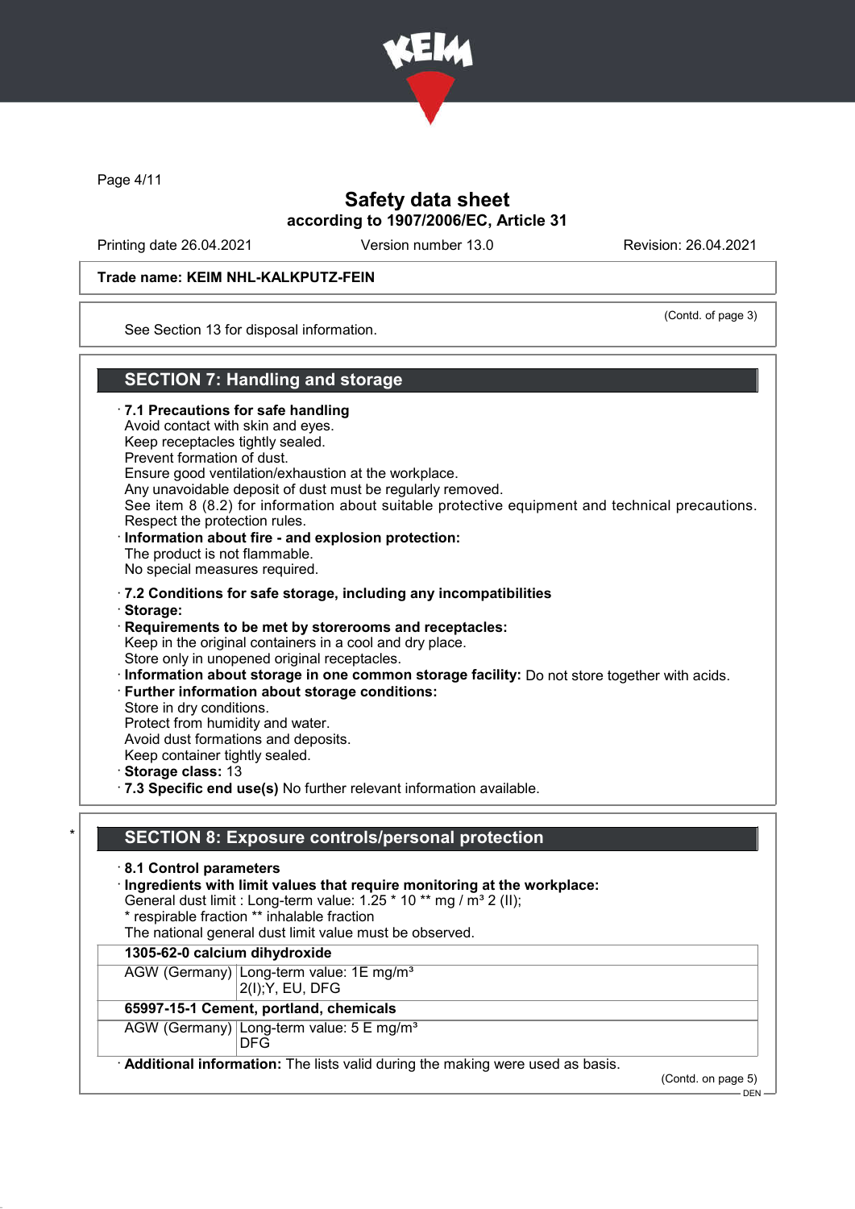Trade name: KEIM NHL-KALKPUTZ-FEIN

(Contd. of page 3)

See Section 13 for disposal information.

## SECTION 7: Handling and storage

· **7.1 Precautions for safe handling**
Avoid contact with skin and eyes.
Keep receptacles tightly sealed.
Prevent formation of dust.
Ensure good ventilation/exhaustion at the workplace.
Any unavoidable deposit of dust must be regularly removed.
See item 8 (8.2) for information about suitable protective equipment and technical precautions.
Respect the protection rules.

· **Information about fire - and explosion protection:**
The product is not flammable.
No special measures required.

· **7.2 Conditions for safe storage, including any incompatibilities**
· **Storage:**
· **Requirements to be met by storerooms and receptacles:**
Keep in the original containers in a cool and dry place.
Store only in unopened original receptacles.
· **Information about storage in one common storage facility:** Do not store together with acids.
· **Further information about storage conditions:**
Store in dry conditions.
Protect from humidity and water.
Avoid dust formations and deposits.
Keep container tightly sealed.
· **Storage class:** 13
· **7.3 Specific end use(s)** No further relevant information available.

\* 

## SECTION 8: Exposure controls/personal protection

· **8.1 Control parameters**
· **Ingredients with limit values that require monitoring at the workplace:**
General dust limit : Long-term value: 1.25 * 10 ** mg / m³ 2 (II);
* respirable fraction ** inhalable fraction
The national general dust limit value must be observed.

| 1305-62-0 calcium dihydroxide | |
|---|---|
| AGW (Germany) | Long-term value: 1E mg/m³<br>2(I);Y, EU, DFG |
| **65997-15-1 Cement, portland, chemicals** | |
| AGW (Germany) | Long-term value: 5 E mg/m³<br>DFG |

· **Additional information:** The lists valid during the making were used as basis.

(Contd. on page 5)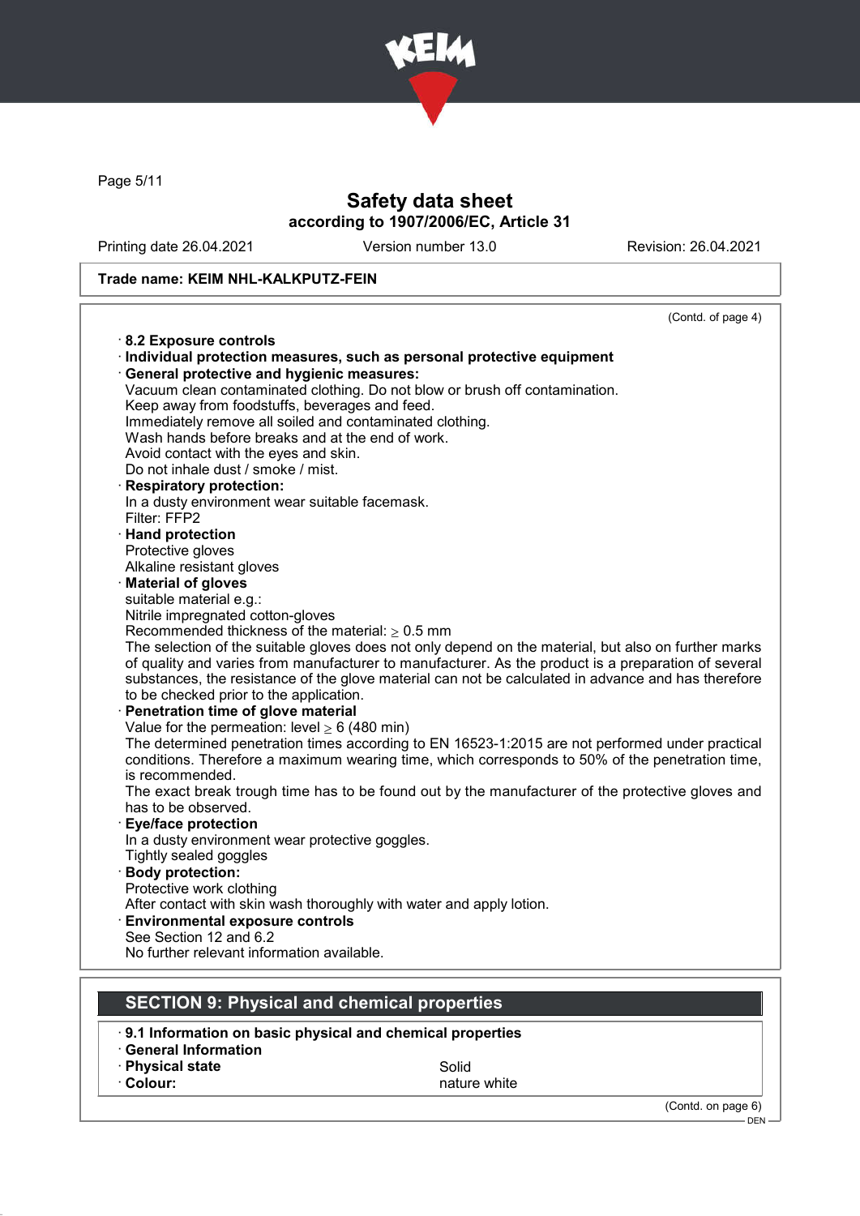**Trade name: KEIM NHL-KALKPUTZ-FEIN**

(Contd. of page 4)

· **8.2 Exposure controls**
· **Individual protection measures, such as personal protective equipment**
· **General protective and hygienic measures:**
Vacuum clean contaminated clothing. Do not blow or brush off contamination.
Keep away from foodstuffs, beverages and feed.
Immediately remove all soiled and contaminated clothing.
Wash hands before breaks and at the end of work.
Avoid contact with the eyes and skin.
Do not inhale dust / smoke / mist.
· **Respiratory protection:**
In a dusty environment wear suitable facemask.
Filter: FFP2
· **Hand protection**
Protective gloves
Alkaline resistant gloves
· **Material of gloves**
suitable material e.g.:
Nitrile impregnated cotton-gloves
Recommended thickness of the material: ≥ 0.5 mm
The selection of the suitable gloves does not only depend on the material, but also on further marks of quality and varies from manufacturer to manufacturer. As the product is a preparation of several substances, the resistance of the glove material can not be calculated in advance and has therefore to be checked prior to the application.
· **Penetration time of glove material**
Value for the permeation: level ≥ 6 (480 min)
The determined penetration times according to EN 16523-1:2015 are not performed under practical conditions. Therefore a maximum wearing time, which corresponds to 50% of the penetration time, is recommended.
The exact break trough time has to be found out by the manufacturer of the protective gloves and has to be observed.
· **Eye/face protection**
In a dusty environment wear protective goggles.
Tightly sealed goggles
· **Body protection:**
Protective work clothing
After contact with skin wash thoroughly with water and apply lotion.
· **Environmental exposure controls**
See Section 12 and 6.2
No further relevant information available.

## SECTION 9: Physical and chemical properties

· **9.1 Information on basic physical and chemical properties**
· **General Information**

| | |
|---|---|
| · **Physical state** | Solid |
| · **Colour:** | nature white |

(Contd. on page 6)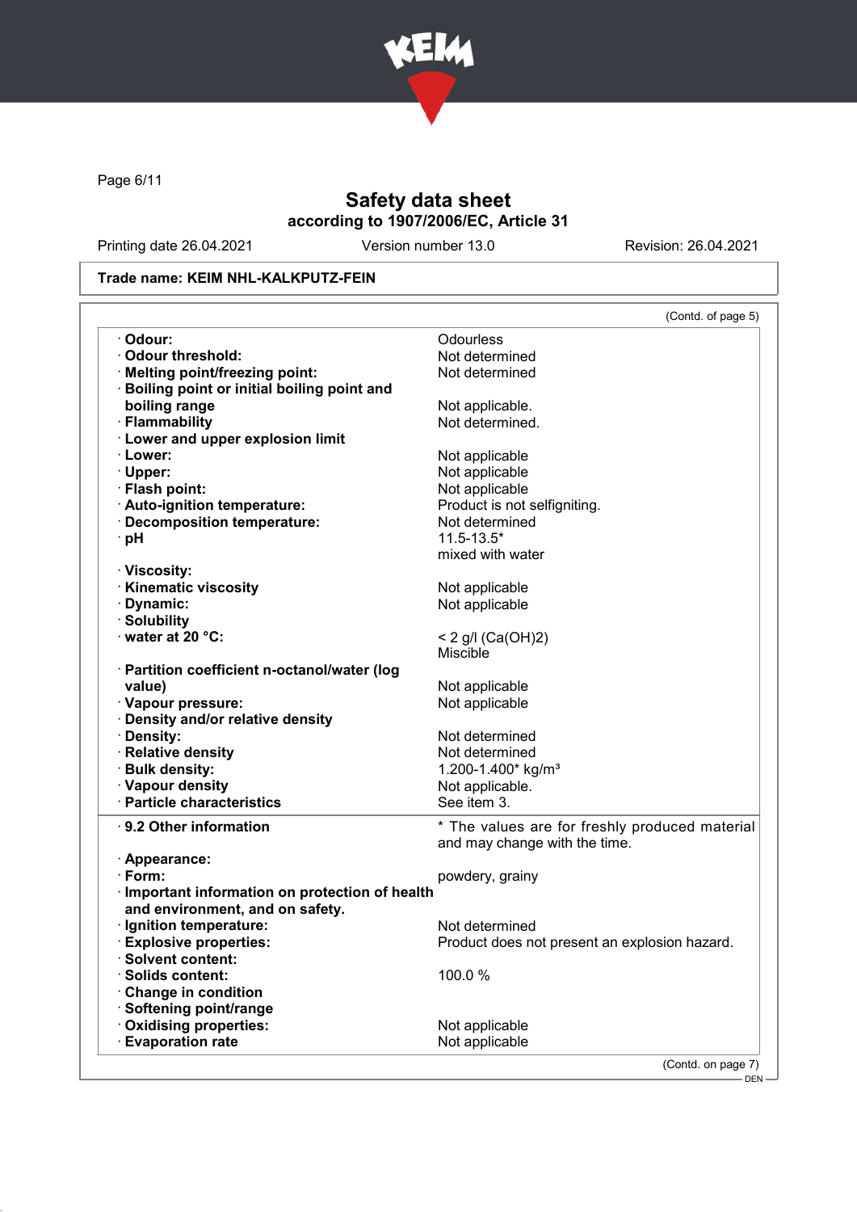Safety data sheet
according to 1907/2006/EC, Article 31

Printing date 26.04.2021 Version number 13.0 Revision: 26.04.2021

**Trade name: KEIM NHL-KALKPUTZ-FEIN**

(Contd. of page 5)

| | |
|---|---|
| · **Odour:** | Odourless |
| · **Odour threshold:** | Not determined |
| · **Melting point/freezing point:** | Not determined |
| · **Boiling point or initial boiling point and boiling range** | Not applicable. |
| · **Flammability** | Not determined. |
| · **Lower and upper explosion limit** | |
| · **Lower:** | Not applicable |
| · **Upper:** | Not applicable |
| · **Flash point:** | Not applicable |
| · **Auto-ignition temperature:** | Product is not selfigniting. |
| · **Decomposition temperature:** | Not determined |
| · **pH** | 11.5-13.5* mixed with water |
| · **Viscosity:** | |
| · **Kinematic viscosity** | Not applicable |
| · **Dynamic:** | Not applicable |
| · **Solubility** | |
| · **water at 20 °C:** | < 2 g/l ($Ca(OH)_2$) Miscible |
| · **Partition coefficient n-octanol/water (log value)** | Not applicable |
| · **Vapour pressure:** | Not applicable |
| · **Density and/or relative density** | |
| · **Density:** | Not determined |
| · **Relative density** | Not determined |
| · **Bulk density:** | 1.200-1.400* kg/m³ |
| · **Vapour density** | Not applicable. |
| · **Particle characteristics** | See item 3. |

| | |
|---|---|
| · **9.2 Other information** | * The values are for freshly produced material and may change with the time. |
| · **Appearance:** | |
| · **Form:** | powdery, grainy |
| · **Important information on protection of health and environment, and on safety.** | |
| · **Ignition temperature:** | Not determined |
| · **Explosive properties:** | Product does not present an explosion hazard. |
| · **Solvent content:** | |
| · **Solids content:** | 100.0 % |
| · **Change in condition** | |
| · **Softening point/range** | |
| · **Oxidising properties:** | Not applicable |
| · **Evaporation rate** | Not applicable |

(Contd. on page 7)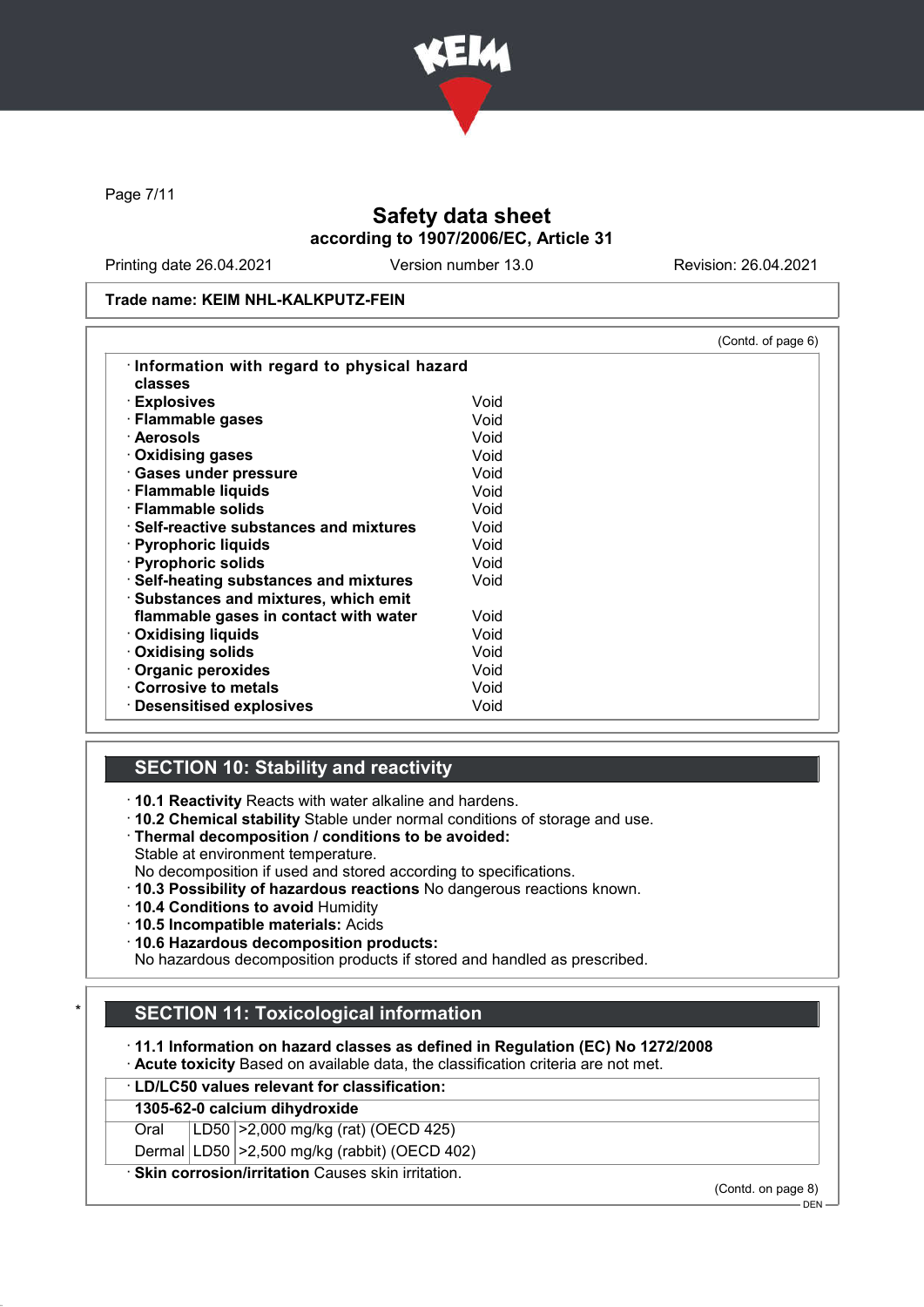Trade name: KEIM NHL-KALKPUTZ-FEIN

(Contd. of page 6)

· **Information with regard to physical hazard classes**

| | |
|---|---|
| · **Explosives** | Void |
| · **Flammable gases** | Void |
| · **Aerosols** | Void |
| · **Oxidising gases** | Void |
| · **Gases under pressure** | Void |
| · **Flammable liquids** | Void |
| · **Flammable solids** | Void |
| · **Self-reactive substances and mixtures** | Void |
| · **Pyrophoric liquids** | Void |
| · **Pyrophoric solids** | Void |
| · **Self-heating substances and mixtures** | Void |
| · **Substances and mixtures, which emit flammable gases in contact with water** | Void |
| · **Oxidising liquids** | Void |
| · **Oxidising solids** | Void |
| · **Organic peroxides** | Void |
| · **Corrosive to metals** | Void |
| · **Desensitised explosives** | Void |

## SECTION 10: Stability and reactivity

· **10.1 Reactivity** Reacts with water alkaline and hardens.
· **10.2 Chemical stability** Stable under normal conditions of storage and use.
· **Thermal decomposition / conditions to be avoided:**
Stable at environment temperature.
No decomposition if used and stored according to specifications.
· **10.3 Possibility of hazardous reactions** No dangerous reactions known.
· **10.4 Conditions to avoid** Humidity
· **10.5 Incompatible materials:** Acids
· **10.6 Hazardous decomposition products:**
No hazardous decomposition products if stored and handled as prescribed.

## SECTION 11: Toxicological information

· **11.1 Information on hazard classes as defined in Regulation (EC) No 1272/2008**
· **Acute toxicity** Based on available data, the classification criteria are not met.

| · **LD/LC50 values relevant for classification:** | | |
|---|---|---|
| **1305-62-0 calcium dihydroxide** | | |
| Oral | LD50 | >2,000 mg/kg (rat) (OECD 425) |
| Dermal | LD50 | >2,500 mg/kg (rabbit) (OECD 402) |

· **Skin corrosion/irritation** Causes skin irritation.

(Contd. on page 8)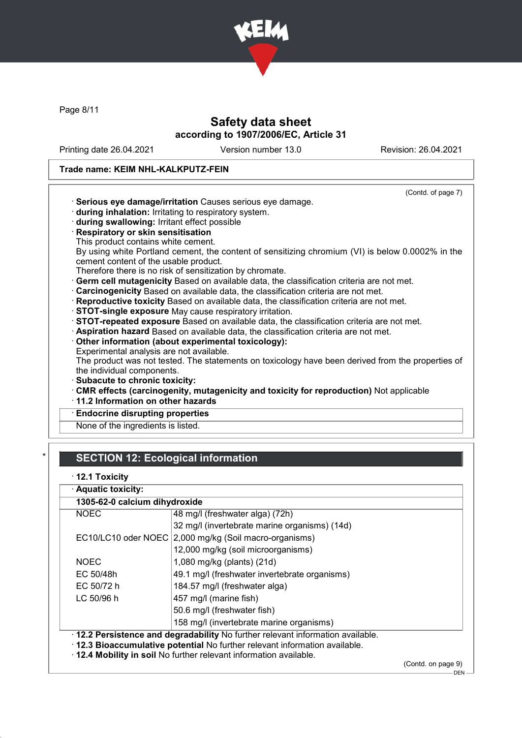(Contd. of page 7)

· **Serious eye damage/irritation** Causes serious eye damage.
· **during inhalation:** Irritating to respiratory system.
· **during swallowing:** Irritant effect possible
· **Respiratory or skin sensitisation**
This product contains white cement.
By using white Portland cement, the content of sensitizing chromium (VI) is below 0.0002% in the cement content of the usable product.
Therefore there is no risk of sensitization by chromate.
· **Germ cell mutagenicity** Based on available data, the classification criteria are not met.
· **Carcinogenicity** Based on available data, the classification criteria are not met.
· **Reproductive toxicity** Based on available data, the classification criteria are not met.
· **STOT-single exposure** May cause respiratory irritation.
· **STOT-repeated exposure** Based on available data, the classification criteria are not met.
· **Aspiration hazard** Based on available data, the classification criteria are not met.
· **Other information (about experimental toxicology):**
Experimental analysis are not available.
The product was not tested. The statements on toxicology have been derived from the properties of the individual components.
· **Subacute to chronic toxicity:**
· **CMR effects (carcinogenity, mutagenicity and toxicity for reproduction)** Not applicable
· **11.2 Information on other hazards**

· **Endocrine disrupting properties**
None of the ingredients is listed.

\*

## SECTION 12: Ecological information

· **12.1 Toxicity**

· **Aquatic toxicity:**

| **1305-62-0 calcium dihydroxide** | |
|---|---|
| NOEC | 48 mg/l (freshwater alga) (72h) |
| | 32 mg/l (invertebrate marine organisms) (14d) |
| EC10/LC10 oder NOEC | 2,000 mg/kg (Soil macro-organisms) |
| | 12,000 mg/kg (soil microorganisms) |
| NOEC | 1,080 mg/kg (plants) (21d) |
| EC 50/48h | 49.1 mg/l (freshwater invertebrate organisms) |
| EC 50/72 h | 184.57 mg/l (freshwater alga) |
| LC 50/96 h | 457 mg/l (marine fish) |
| | 50.6 mg/l (freshwater fish) |
| | 158 mg/l (invertebrate marine organisms) |

· **12.2 Persistence and degradability** No further relevant information available.
· **12.3 Bioaccumulative potential** No further relevant information available.
· **12.4 Mobility in soil** No further relevant information available.

(Contd. on page 9)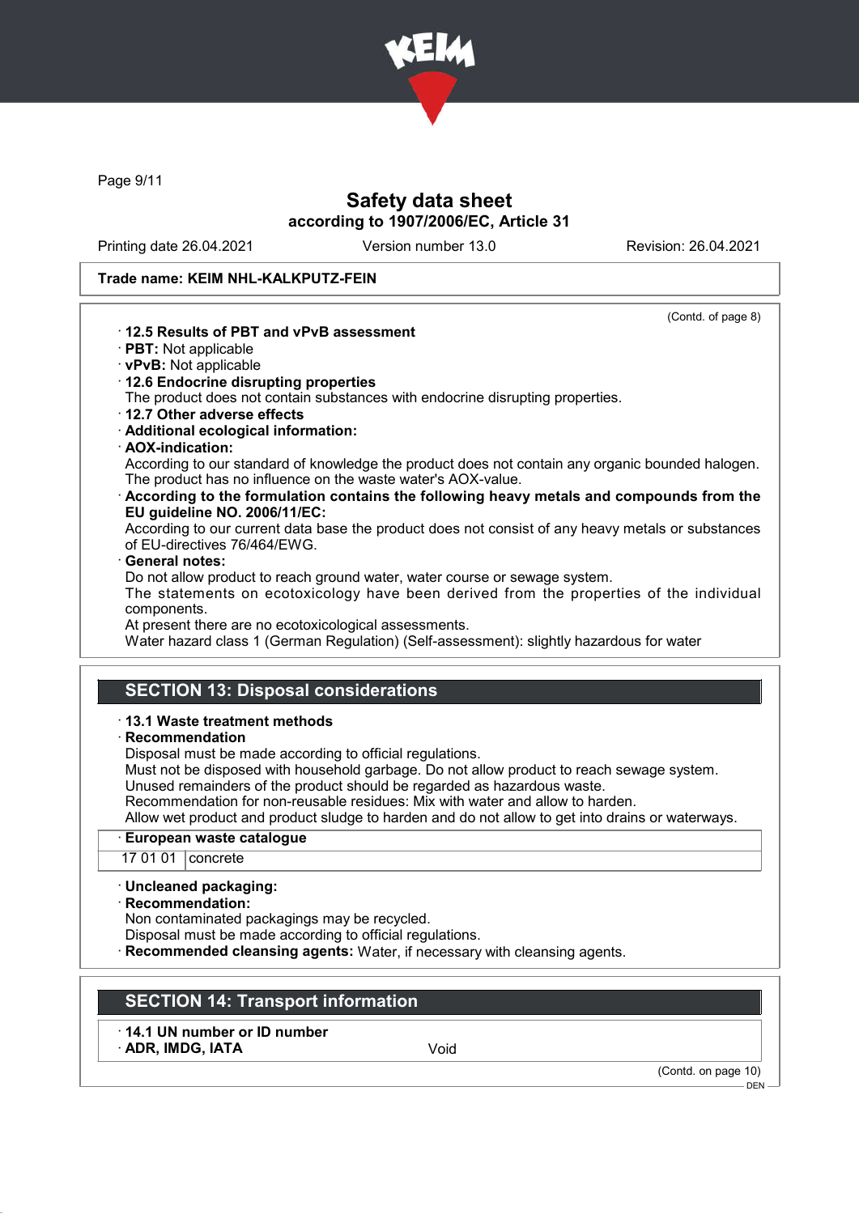**Trade name: KEIM NHL-KALKPUTZ-FEIN**

(Contd. of page 8)

- **12.5 Results of PBT and vPvB assessment**
- **PBT:** Not applicable
- **vPvB:** Not applicable
- **12.6 Endocrine disrupting properties**
  The product does not contain substances with endocrine disrupting properties.
- **12.7 Other adverse effects**
- **Additional ecological information:**
- **AOX-indication:**
  According to our standard of knowledge the product does not contain any organic bounded halogen. The product has no influence on the waste water's AOX-value.
- **According to the formulation contains the following heavy metals and compounds from the EU guideline NO. 2006/11/EC:**
  According to our current data base the product does not consist of any heavy metals or substances of EU-directives 76/464/EWG.
- **General notes:**
  Do not allow product to reach ground water, water course or sewage system.
  The statements on ecotoxicology have been derived from the properties of the individual components.
  At present there are no ecotoxicological assessments.
  Water hazard class 1 (German Regulation) (Self-assessment): slightly hazardous for water

## SECTION 13: Disposal considerations

- **13.1 Waste treatment methods**
- **Recommendation**
  Disposal must be made according to official regulations.
  Must not be disposed with household garbage. Do not allow product to reach sewage system.
  Unused remainders of the product should be regarded as hazardous waste.
  Recommendation for non-reusable residues: Mix with water and allow to harden.
  Allow wet product and product sludge to harden and do not allow to get into drains or waterways.

| **European waste catalogue** | |
|---|---|
| 17 01 01 | concrete |

- **Uncleaned packaging:**
- **Recommendation:**
  Non contaminated packagings may be recycled.
  Disposal must be made according to official regulations.
- **Recommended cleansing agents:** Water, if necessary with cleansing agents.

## SECTION 14: Transport information

| | |
|---|---|
| **14.1 UN number or ID number** | |
| **ADR, IMDG, IATA** | Void |

(Contd. on page 10)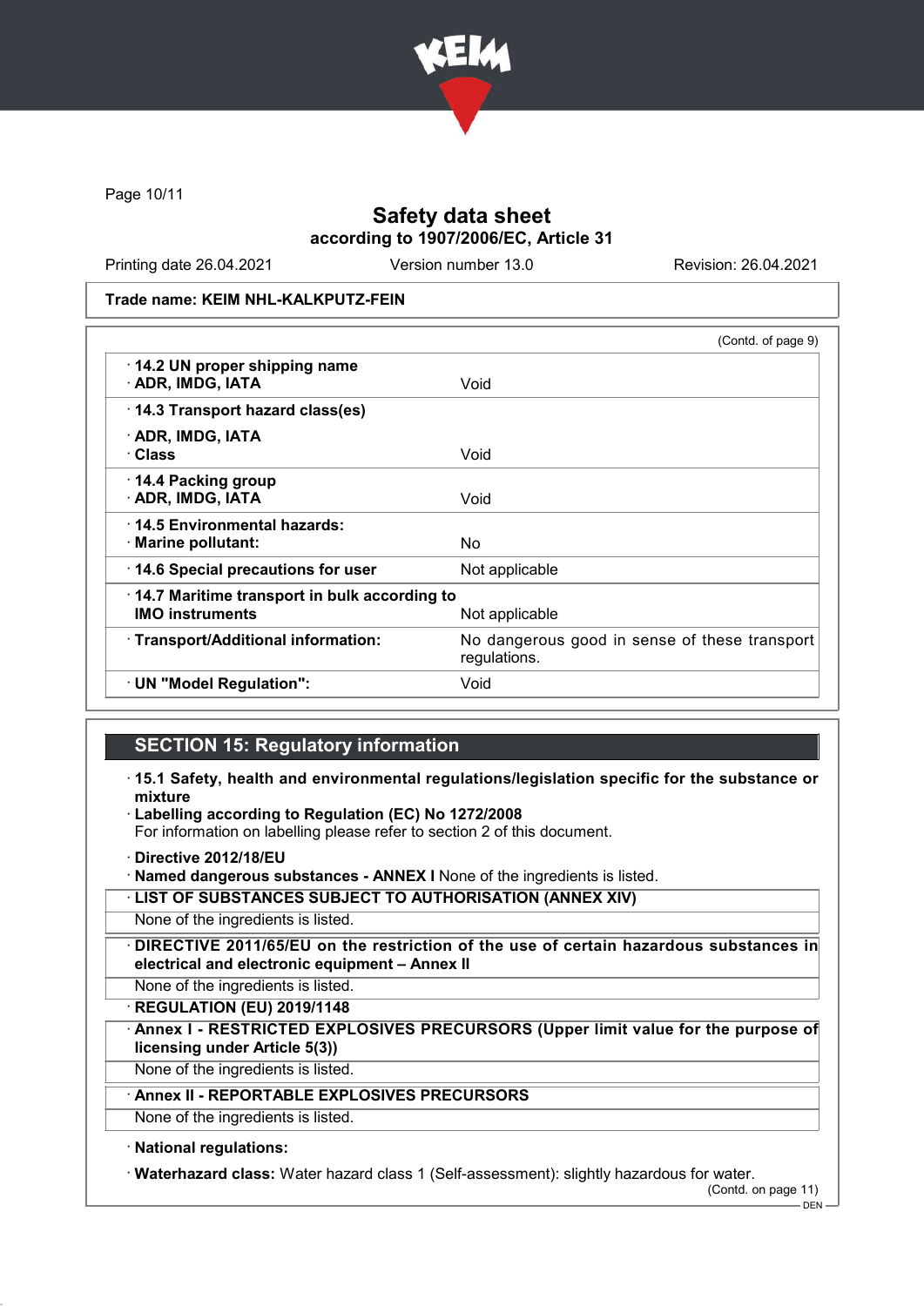**Trade name: KEIM NHL-KALKPUTZ-FEIN**

(Contd. of page 9)

| | |
|---|---|
| · **14.2 UN proper shipping name** · **ADR, IMDG, IATA** | Void |
| · **14.3 Transport hazard class(es)** · **ADR, IMDG, IATA** · **Class** | Void |
| · **14.4 Packing group** · **ADR, IMDG, IATA** | Void |
| · **14.5 Environmental hazards:** · **Marine pollutant:** | No |
| · **14.6 Special precautions for user** | Not applicable |
| · **14.7 Maritime transport in bulk according to IMO instruments** | Not applicable |
| · **Transport/Additional information:** | No dangerous good in sense of these transport regulations. |
| · **UN "Model Regulation":** | Void |

## SECTION 15: Regulatory information

· **15.1 Safety, health and environmental regulations/legislation specific for the substance or mixture**

· **Labelling according to Regulation (EC) No 1272/2008**
For information on labelling please refer to section 2 of this document.

· **Directive 2012/18/EU**

· **Named dangerous substances - ANNEX I** None of the ingredients is listed.

· **LIST OF SUBSTANCES SUBJECT TO AUTHORISATION (ANNEX XIV)**
None of the ingredients is listed.

· **DIRECTIVE 2011/65/EU on the restriction of the use of certain hazardous substances in electrical and electronic equipment – Annex II**
None of the ingredients is listed.

· **REGULATION (EU) 2019/1148**

· **Annex I - RESTRICTED EXPLOSIVES PRECURSORS (Upper limit value for the purpose of licensing under Article 5(3))**
None of the ingredients is listed.

· **Annex II - REPORTABLE EXPLOSIVES PRECURSORS**
None of the ingredients is listed.

· **National regulations:**

· **Waterhazard class:** Water hazard class 1 (Self-assessment): slightly hazardous for water.

(Contd. on page 11)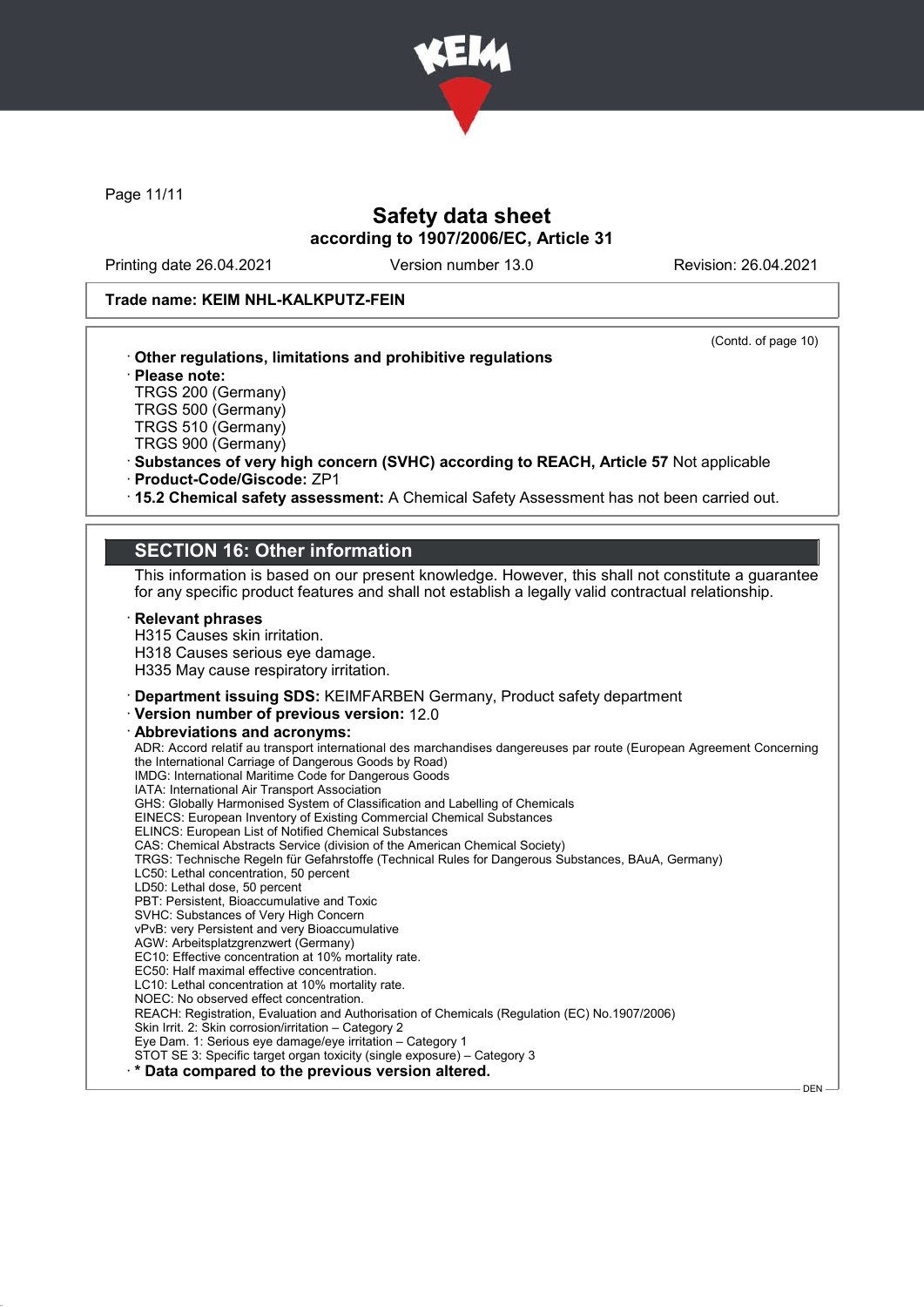Trade name: KEIM NHL-KALKPUTZ-FEIN

(Contd. of page 10)

- **Other regulations, limitations and prohibitive regulations**
- **Please note:**
  TRGS 200 (Germany)
  TRGS 500 (Germany)
  TRGS 510 (Germany)
  TRGS 900 (Germany)
- **Substances of very high concern (SVHC) according to REACH, Article 57** Not applicable
- **Product-Code/Giscode:** ZP1
- **15.2 Chemical safety assessment:** A Chemical Safety Assessment has not been carried out.

## SECTION 16: Other information

This information is based on our present knowledge. However, this shall not constitute a guarantee for any specific product features and shall not establish a legally valid contractual relationship.

- **Relevant phrases**
  H315 Causes skin irritation.
  H318 Causes serious eye damage.
  H335 May cause respiratory irritation.

- **Department issuing SDS:** KEIMFARBEN Germany, Product safety department
- **Version number of previous version:** 12.0
- **Abbreviations and acronyms:**
  ADR: Accord relatif au transport international des marchandises dangereuses par route (European Agreement Concerning the International Carriage of Dangerous Goods by Road)
  IMDG: International Maritime Code for Dangerous Goods
  IATA: International Air Transport Association
  GHS: Globally Harmonised System of Classification and Labelling of Chemicals
  EINECS: European Inventory of Existing Commercial Chemical Substances
  ELINCS: European List of Notified Chemical Substances
  CAS: Chemical Abstracts Service (division of the American Chemical Society)
  TRGS: Technische Regeln für Gefahrstoffe (Technical Rules for Dangerous Substances, BAuA, Germany)
  LC50: Lethal concentration, 50 percent
  LD50: Lethal dose, 50 percent
  PBT: Persistent, Bioaccumulative and Toxic
  SVHC: Substances of Very High Concern
  vPvB: very Persistent and very Bioaccumulative
  AGW: Arbeitsplatzgrenzwert (Germany)
  EC10: Effective concentration at 10% mortality rate.
  EC50: Half maximal effective concentration.
  LC10: Lethal concentration at 10% mortality rate.
  NOEC: No observed effect concentration.
  REACH: Registration, Evaluation and Authorisation of Chemicals (Regulation (EC) No.1907/2006)
  Skin Irrit. 2: Skin corrosion/irritation – Category 2
  Eye Dam. 1: Serious eye damage/eye irritation – Category 1
  STOT SE 3: Specific target organ toxicity (single exposure) – Category 3
- **\* Data compared to the previous version altered.**